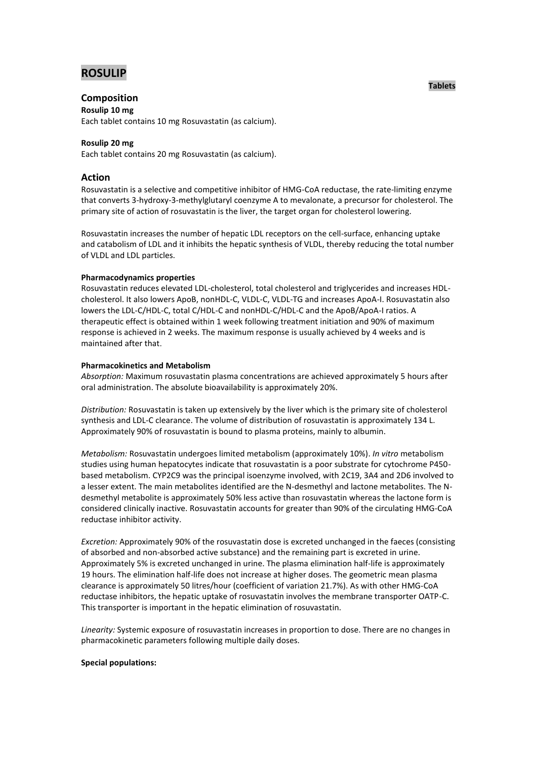# ROSULIP

**Tablets**

## Composition

**Rosulip 10 mg**

Each tablet contains 10 mg Rosuvastatin (as calcium).

**Rosulip 20 mg**

Each tablet contains 20 mg Rosuvastatin (as calcium).

## Action

Rosuvastatin is a selective and competitive inhibitor of HMG-CoA reductase, the rate-limiting enzyme that converts 3-hydroxy-3-methylglutaryl coenzyme A to mevalonate, a precursor for cholesterol. The primary site of action of rosuvastatin is the liver, the target organ for cholesterol lowering.

Rosuvastatin increases the number of hepatic LDL receptors on the cell-surface, enhancing uptake and catabolism of LDL and it inhibits the hepatic synthesis of VLDL, thereby reducing the total number of VLDL and LDL particles.

**Pharmacodynamics properties**

Rosuvastatin reduces elevated LDL-cholesterol, total cholesterol and triglycerides and increases HDL-cholesterol. It also lowers ApoB, nonHDL-C, VLDL-C, VLDL-TG and increases ApoA-I. Rosuvastatin also lowers the LDL-C/HDL-C, total C/HDL-C and nonHDL-C/HDL-C and the ApoB/ApoA-I ratios. A therapeutic effect is obtained within 1 week following treatment initiation and 90% of maximum response is achieved in 2 weeks. The maximum response is usually achieved by 4 weeks and is maintained after that.

**Pharmacokinetics and Metabolism**

*Absorption:* Maximum rosuvastatin plasma concentrations are achieved approximately 5 hours after oral administration. The absolute bioavailability is approximately 20%.

*Distribution:* Rosuvastatin is taken up extensively by the liver which is the primary site of cholesterol synthesis and LDL-C clearance. The volume of distribution of rosuvastatin is approximately 134 L. Approximately 90% of rosuvastatin is bound to plasma proteins, mainly to albumin.

*Metabolism:* Rosuvastatin undergoes limited metabolism (approximately 10%). *In vitro* metabolism studies using human hepatocytes indicate that rosuvastatin is a poor substrate for cytochrome P450-based metabolism. CYP2C9 was the principal isoenzyme involved, with 2C19, 3A4 and 2D6 involved to a lesser extent. The main metabolites identified are the N-desmethyl and lactone metabolites. The N-desmethyl metabolite is approximately 50% less active than rosuvastatin whereas the lactone form is considered clinically inactive. Rosuvastatin accounts for greater than 90% of the circulating HMG-CoA reductase inhibitor activity.

*Excretion:* Approximately 90% of the rosuvastatin dose is excreted unchanged in the faeces (consisting of absorbed and non-absorbed active substance) and the remaining part is excreted in urine. Approximately 5% is excreted unchanged in urine. The plasma elimination half-life is approximately 19 hours. The elimination half-life does not increase at higher doses. The geometric mean plasma clearance is approximately 50 litres/hour (coefficient of variation 21.7%). As with other HMG-CoA reductase inhibitors, the hepatic uptake of rosuvastatin involves the membrane transporter OATP-C. This transporter is important in the hepatic elimination of rosuvastatin.

*Linearity:* Systemic exposure of rosuvastatin increases in proportion to dose. There are no changes in pharmacokinetic parameters following multiple daily doses.

**Special populations:**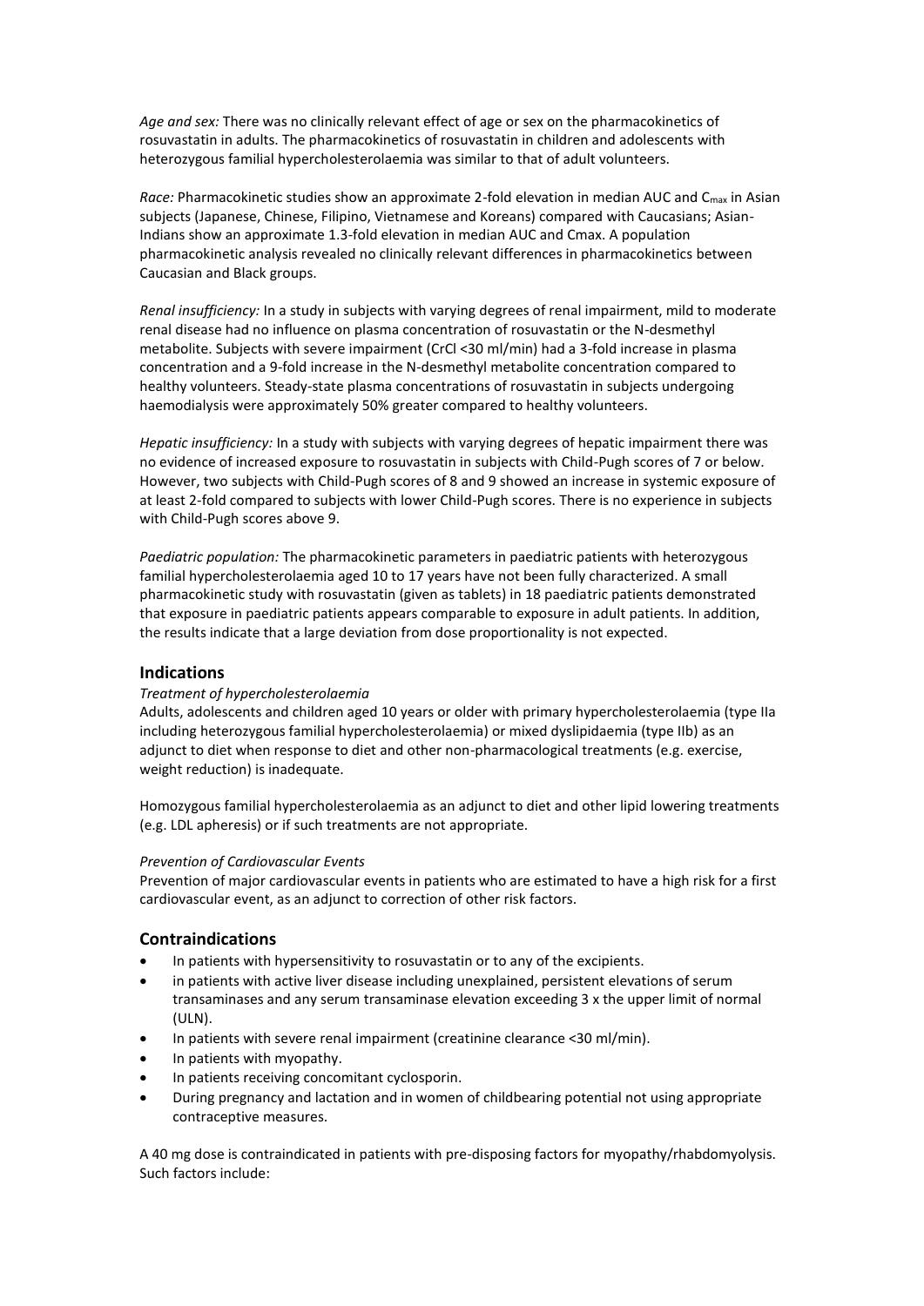*Age and sex:* There was no clinically relevant effect of age or sex on the pharmacokinetics of rosuvastatin in adults. The pharmacokinetics of rosuvastatin in children and adolescents with heterozygous familial hypercholesterolaemia was similar to that of adult volunteers.

*Race:* Pharmacokinetic studies show an approximate 2-fold elevation in median AUC and $C_{max}$ in Asian subjects (Japanese, Chinese, Filipino, Vietnamese and Koreans) compared with Caucasians; Asian-Indians show an approximate 1.3-fold elevation in median AUC and Cmax. A population pharmacokinetic analysis revealed no clinically relevant differences in pharmacokinetics between Caucasian and Black groups.

*Renal insufficiency:* In a study in subjects with varying degrees of renal impairment, mild to moderate renal disease had no influence on plasma concentration of rosuvastatin or the N-desmethyl metabolite. Subjects with severe impairment (CrCl <30 ml/min) had a 3-fold increase in plasma concentration and a 9-fold increase in the N-desmethyl metabolite concentration compared to healthy volunteers. Steady-state plasma concentrations of rosuvastatin in subjects undergoing haemodialysis were approximately 50% greater compared to healthy volunteers.

*Hepatic insufficiency:* In a study with subjects with varying degrees of hepatic impairment there was no evidence of increased exposure to rosuvastatin in subjects with Child-Pugh scores of 7 or below. However, two subjects with Child-Pugh scores of 8 and 9 showed an increase in systemic exposure of at least 2-fold compared to subjects with lower Child-Pugh scores. There is no experience in subjects with Child-Pugh scores above 9.

*Paediatric population:* The pharmacokinetic parameters in paediatric patients with heterozygous familial hypercholesterolaemia aged 10 to 17 years have not been fully characterized. A small pharmacokinetic study with rosuvastatin (given as tablets) in 18 paediatric patients demonstrated that exposure in paediatric patients appears comparable to exposure in adult patients. In addition, the results indicate that a large deviation from dose proportionality is not expected.

## Indications

*Treatment of hypercholesterolaemia*

Adults, adolescents and children aged 10 years or older with primary hypercholesterolaemia (type IIa including heterozygous familial hypercholesterolaemia) or mixed dyslipidaemia (type IIb) as an adjunct to diet when response to diet and other non-pharmacological treatments (e.g. exercise, weight reduction) is inadequate.

Homozygous familial hypercholesterolaemia as an adjunct to diet and other lipid lowering treatments (e.g. LDL apheresis) or if such treatments are not appropriate.

*Prevention of Cardiovascular Events*

Prevention of major cardiovascular events in patients who are estimated to have a high risk for a first cardiovascular event, as an adjunct to correction of other risk factors.

## Contraindications

- In patients with hypersensitivity to rosuvastatin or to any of the excipients.
- in patients with active liver disease including unexplained, persistent elevations of serum transaminases and any serum transaminase elevation exceeding 3 x the upper limit of normal (ULN).
- In patients with severe renal impairment (creatinine clearance <30 ml/min).
- In patients with myopathy.
- In patients receiving concomitant cyclosporin.
- During pregnancy and lactation and in women of childbearing potential not using appropriate contraceptive measures.

A 40 mg dose is contraindicated in patients with pre-disposing factors for myopathy/rhabdomyolysis. Such factors include: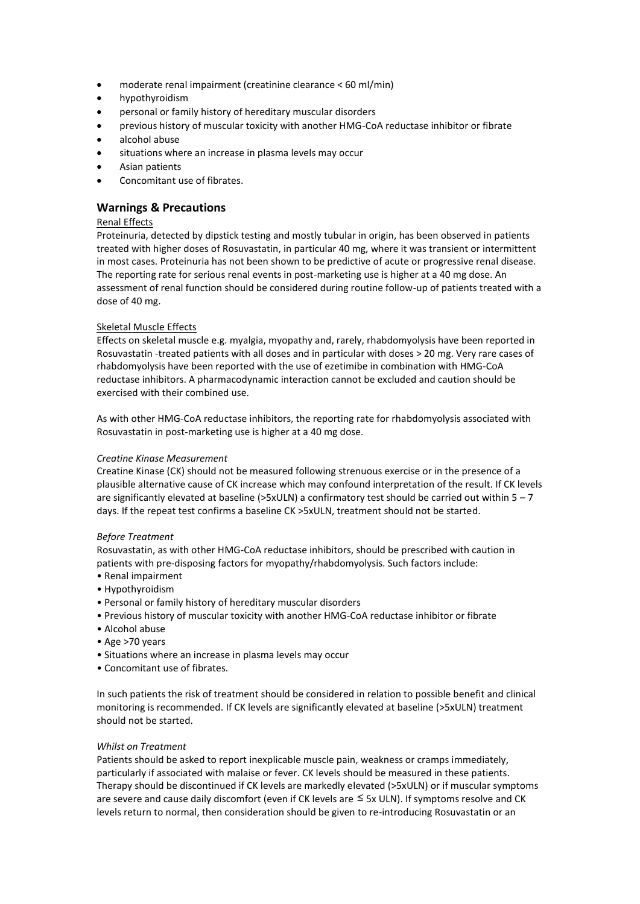- moderate renal impairment (creatinine clearance < 60 ml/min)
- hypothyroidism
- personal or family history of hereditary muscular disorders
- previous history of muscular toxicity with another HMG-CoA reductase inhibitor or fibrate
- alcohol abuse
- situations where an increase in plasma levels may occur
- Asian patients
- Concomitant use of fibrates.

## Warnings & Precautions

Renal Effects

Proteinuria, detected by dipstick testing and mostly tubular in origin, has been observed in patients treated with higher doses of Rosuvastatin, in particular 40 mg, where it was transient or intermittent in most cases. Proteinuria has not been shown to be predictive of acute or progressive renal disease. The reporting rate for serious renal events in post-marketing use is higher at a 40 mg dose. An assessment of renal function should be considered during routine follow-up of patients treated with a dose of 40 mg.

Skeletal Muscle Effects

Effects on skeletal muscle e.g. myalgia, myopathy and, rarely, rhabdomyolysis have been reported in Rosuvastatin -treated patients with all doses and in particular with doses > 20 mg. Very rare cases of rhabdomyolysis have been reported with the use of ezetimibe in combination with HMG-CoA reductase inhibitors. A pharmacodynamic interaction cannot be excluded and caution should be exercised with their combined use.

As with other HMG-CoA reductase inhibitors, the reporting rate for rhabdomyolysis associated with Rosuvastatin in post-marketing use is higher at a 40 mg dose.

*Creatine Kinase Measurement*

Creatine Kinase (CK) should not be measured following strenuous exercise or in the presence of a plausible alternative cause of CK increase which may confound interpretation of the result. If CK levels are significantly elevated at baseline (>5xULN) a confirmatory test should be carried out within 5 – 7 days. If the repeat test confirms a baseline CK >5xULN, treatment should not be started.

*Before Treatment*

Rosuvastatin, as with other HMG-CoA reductase inhibitors, should be prescribed with caution in patients with pre-disposing factors for myopathy/rhabdomyolysis. Such factors include:

- Renal impairment
- Hypothyroidism
- Personal or family history of hereditary muscular disorders
- Previous history of muscular toxicity with another HMG-CoA reductase inhibitor or fibrate
- Alcohol abuse
- Age >70 years
- Situations where an increase in plasma levels may occur
- Concomitant use of fibrates.

In such patients the risk of treatment should be considered in relation to possible benefit and clinical monitoring is recommended. If CK levels are significantly elevated at baseline (>5xULN) treatment should not be started.

*Whilst on Treatment*

Patients should be asked to report inexplicable muscle pain, weakness or cramps immediately, particularly if associated with malaise or fever. CK levels should be measured in these patients. Therapy should be discontinued if CK levels are markedly elevated (>5xULN) or if muscular symptoms are severe and cause daily discomfort (even if CK levels are ≤ 5x ULN). If symptoms resolve and CK levels return to normal, then consideration should be given to re-introducing Rosuvastatin or an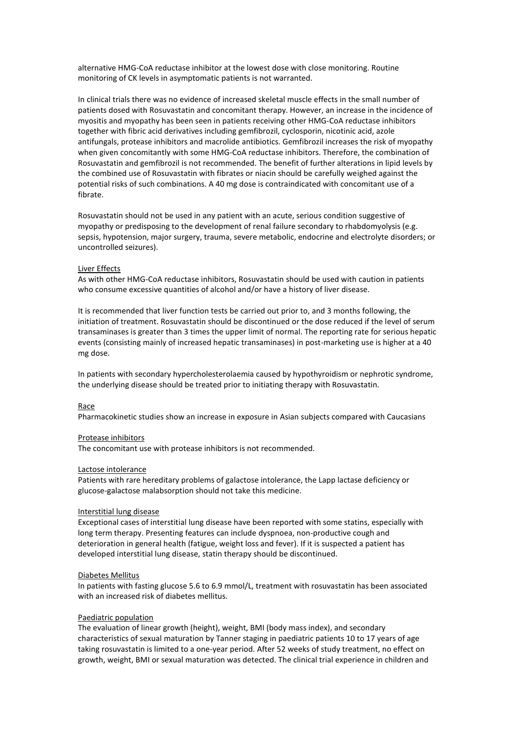alternative HMG-CoA reductase inhibitor at the lowest dose with close monitoring. Routine monitoring of CK levels in asymptomatic patients is not warranted.

In clinical trials there was no evidence of increased skeletal muscle effects in the small number of patients dosed with Rosuvastatin and concomitant therapy. However, an increase in the incidence of myositis and myopathy has been seen in patients receiving other HMG-CoA reductase inhibitors together with fibric acid derivatives including gemfibrozil, cyclosporin, nicotinic acid, azole antifungals, protease inhibitors and macrolide antibiotics. Gemfibrozil increases the risk of myopathy when given concomitantly with some HMG-CoA reductase inhibitors. Therefore, the combination of Rosuvastatin and gemfibrozil is not recommended. The benefit of further alterations in lipid levels by the combined use of Rosuvastatin with fibrates or niacin should be carefully weighed against the potential risks of such combinations. A 40 mg dose is contraindicated with concomitant use of a fibrate.

Rosuvastatin should not be used in any patient with an acute, serious condition suggestive of myopathy or predisposing to the development of renal failure secondary to rhabdomyolysis (e.g. sepsis, hypotension, major surgery, trauma, severe metabolic, endocrine and electrolyte disorders; or uncontrolled seizures).

Liver Effects

As with other HMG-CoA reductase inhibitors, Rosuvastatin should be used with caution in patients who consume excessive quantities of alcohol and/or have a history of liver disease.

It is recommended that liver function tests be carried out prior to, and 3 months following, the initiation of treatment. Rosuvastatin should be discontinued or the dose reduced if the level of serum transaminases is greater than 3 times the upper limit of normal. The reporting rate for serious hepatic events (consisting mainly of increased hepatic transaminases) in post-marketing use is higher at a 40 mg dose.

In patients with secondary hypercholesterolaemia caused by hypothyroidism or nephrotic syndrome, the underlying disease should be treated prior to initiating therapy with Rosuvastatin.

Race

Pharmacokinetic studies show an increase in exposure in Asian subjects compared with Caucasians

Protease inhibitors

The concomitant use with protease inhibitors is not recommended.

Lactose intolerance

Patients with rare hereditary problems of galactose intolerance, the Lapp lactase deficiency or glucose-galactose malabsorption should not take this medicine.

Interstitial lung disease

Exceptional cases of interstitial lung disease have been reported with some statins, especially with long term therapy. Presenting features can include dyspnoea, non-productive cough and deterioration in general health (fatigue, weight loss and fever). If it is suspected a patient has developed interstitial lung disease, statin therapy should be discontinued.

Diabetes Mellitus

In patients with fasting glucose 5.6 to 6.9 mmol/L, treatment with rosuvastatin has been associated with an increased risk of diabetes mellitus.

Paediatric population

The evaluation of linear growth (height), weight, BMI (body mass index), and secondary characteristics of sexual maturation by Tanner staging in paediatric patients 10 to 17 years of age taking rosuvastatin is limited to a one-year period. After 52 weeks of study treatment, no effect on growth, weight, BMI or sexual maturation was detected. The clinical trial experience in children and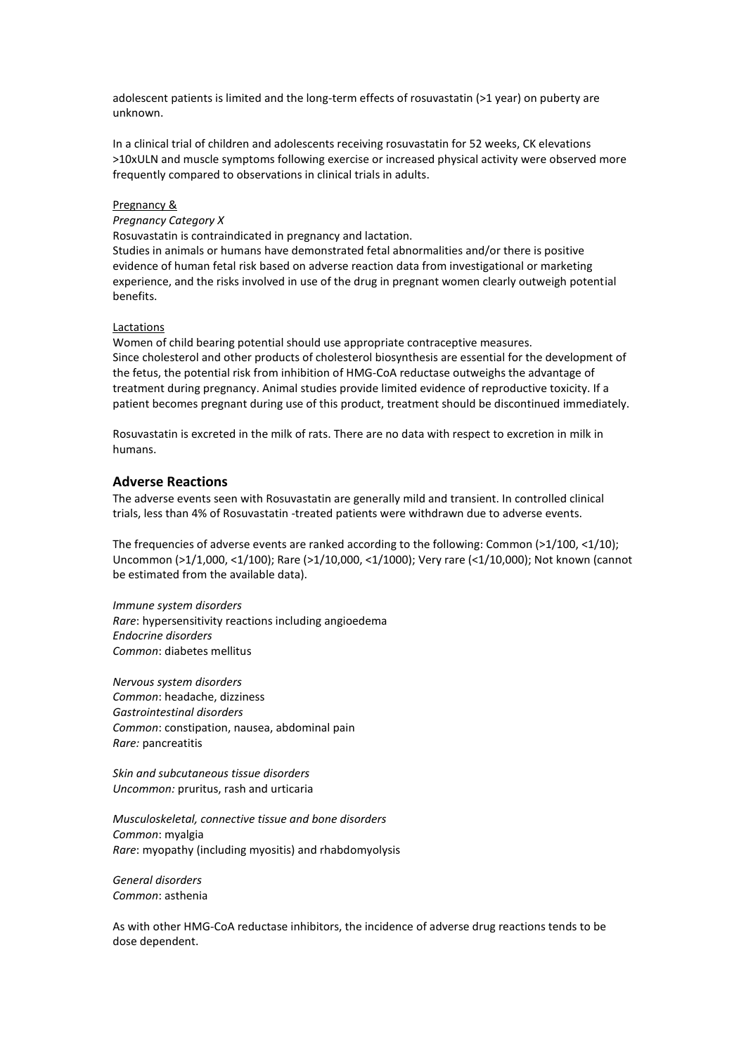adolescent patients is limited and the long-term effects of rosuvastatin (>1 year) on puberty are unknown.

In a clinical trial of children and adolescents receiving rosuvastatin for 52 weeks, CK elevations >10xULN and muscle symptoms following exercise or increased physical activity were observed more frequently compared to observations in clinical trials in adults.

Pregnancy &

*Pregnancy Category X*

Rosuvastatin is contraindicated in pregnancy and lactation.

Studies in animals or humans have demonstrated fetal abnormalities and/or there is positive evidence of human fetal risk based on adverse reaction data from investigational or marketing experience, and the risks involved in use of the drug in pregnant women clearly outweigh potential benefits.

Lactations

Women of child bearing potential should use appropriate contraceptive measures.

Since cholesterol and other products of cholesterol biosynthesis are essential for the development of the fetus, the potential risk from inhibition of HMG-CoA reductase outweighs the advantage of treatment during pregnancy. Animal studies provide limited evidence of reproductive toxicity. If a patient becomes pregnant during use of this product, treatment should be discontinued immediately.

Rosuvastatin is excreted in the milk of rats. There are no data with respect to excretion in milk in humans.

## Adverse Reactions

The adverse events seen with Rosuvastatin are generally mild and transient. In controlled clinical trials, less than 4% of Rosuvastatin -treated patients were withdrawn due to adverse events.

The frequencies of adverse events are ranked according to the following: Common (>1/100, <1/10); Uncommon (>1/1,000, <1/100); Rare (>1/10,000, <1/1000); Very rare (<1/10,000); Not known (cannot be estimated from the available data).

*Immune system disorders*
*Rare*: hypersensitivity reactions including angioedema
*Endocrine disorders*
*Common*: diabetes mellitus

*Nervous system disorders*
*Common*: headache, dizziness
*Gastrointestinal disorders*
*Common*: constipation, nausea, abdominal pain
*Rare:* pancreatitis

*Skin and subcutaneous tissue disorders*
*Uncommon:* pruritus, rash and urticaria

*Musculoskeletal, connective tissue and bone disorders*
*Common*: myalgia
*Rare*: myopathy (including myositis) and rhabdomyolysis

*General disorders*
*Common*: asthenia

As with other HMG-CoA reductase inhibitors, the incidence of adverse drug reactions tends to be dose dependent.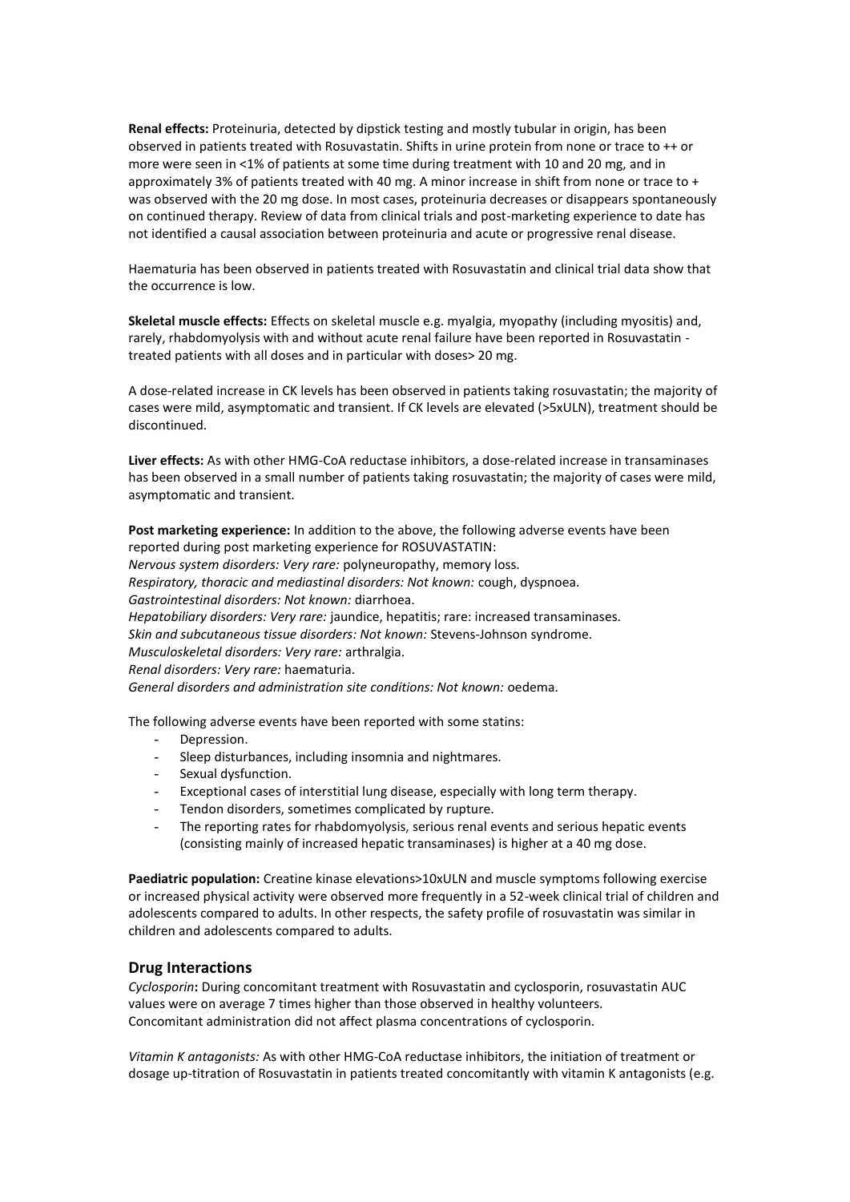**Renal effects:** Proteinuria, detected by dipstick testing and mostly tubular in origin, has been observed in patients treated with Rosuvastatin. Shifts in urine protein from none or trace to ++ or more were seen in <1% of patients at some time during treatment with 10 and 20 mg, and in approximately 3% of patients treated with 40 mg. A minor increase in shift from none or trace to + was observed with the 20 mg dose. In most cases, proteinuria decreases or disappears spontaneously on continued therapy. Review of data from clinical trials and post-marketing experience to date has not identified a causal association between proteinuria and acute or progressive renal disease.

Haematuria has been observed in patients treated with Rosuvastatin and clinical trial data show that the occurrence is low.

**Skeletal muscle effects:** Effects on skeletal muscle e.g. myalgia, myopathy (including myositis) and, rarely, rhabdomyolysis with and without acute renal failure have been reported in Rosuvastatin -treated patients with all doses and in particular with doses> 20 mg.

A dose-related increase in CK levels has been observed in patients taking rosuvastatin; the majority of cases were mild, asymptomatic and transient. If CK levels are elevated (>5xULN), treatment should be discontinued.

**Liver effects:** As with other HMG-CoA reductase inhibitors, a dose-related increase in transaminases has been observed in a small number of patients taking rosuvastatin; the majority of cases were mild, asymptomatic and transient.

**Post marketing experience:** In addition to the above, the following adverse events have been reported during post marketing experience for ROSUVASTATIN:
*Nervous system disorders: Very rare:* polyneuropathy, memory loss.
*Respiratory, thoracic and mediastinal disorders: Not known:* cough, dyspnoea.
*Gastrointestinal disorders: Not known:* diarrhoea.
*Hepatobiliary disorders: Very rare:* jaundice, hepatitis; rare: increased transaminases.
*Skin and subcutaneous tissue disorders: Not known:* Stevens-Johnson syndrome.
*Musculoskeletal disorders: Very rare:* arthralgia.
*Renal disorders: Very rare:* haematuria.
*General disorders and administration site conditions: Not known:* oedema.

The following adverse events have been reported with some statins:

- Depression.
- Sleep disturbances, including insomnia and nightmares.
- Sexual dysfunction.
- Exceptional cases of interstitial lung disease, especially with long term therapy.
- Tendon disorders, sometimes complicated by rupture.
- The reporting rates for rhabdomyolysis, serious renal events and serious hepatic events (consisting mainly of increased hepatic transaminases) is higher at a 40 mg dose.

**Paediatric population:** Creatine kinase elevations>10xULN and muscle symptoms following exercise or increased physical activity were observed more frequently in a 52-week clinical trial of children and adolescents compared to adults. In other respects, the safety profile of rosuvastatin was similar in children and adolescents compared to adults.

## Drug Interactions

*Cyclosporin***:** During concomitant treatment with Rosuvastatin and cyclosporin, rosuvastatin AUC values were on average 7 times higher than those observed in healthy volunteers.
Concomitant administration did not affect plasma concentrations of cyclosporin.

*Vitamin K antagonists:* As with other HMG-CoA reductase inhibitors, the initiation of treatment or dosage up-titration of Rosuvastatin in patients treated concomitantly with vitamin K antagonists (e.g.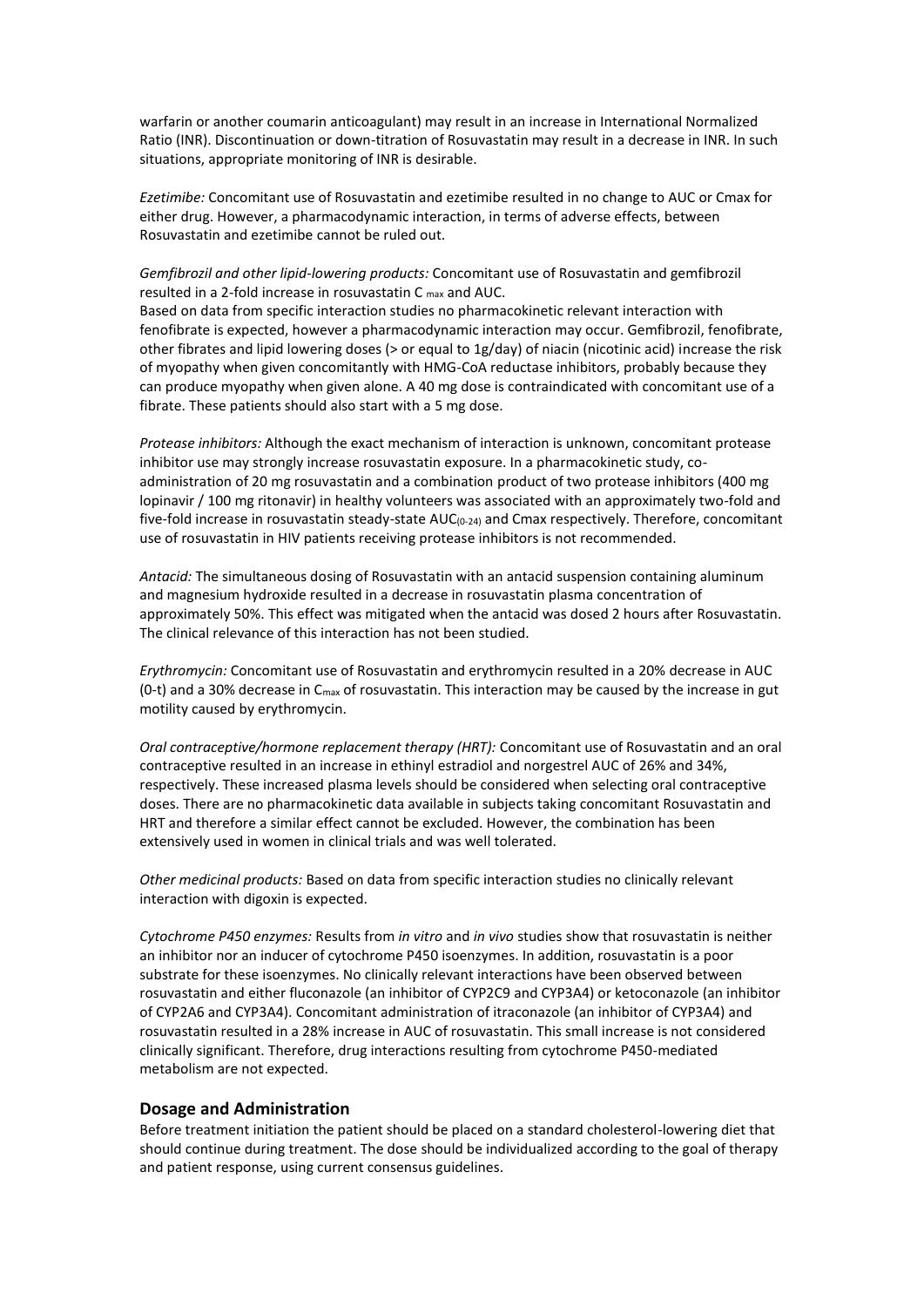warfarin or another coumarin anticoagulant) may result in an increase in International Normalized Ratio (INR). Discontinuation or down-titration of Rosuvastatin may result in a decrease in INR. In such situations, appropriate monitoring of INR is desirable.

*Ezetimibe:* Concomitant use of Rosuvastatin and ezetimibe resulted in no change to AUC or Cmax for either drug. However, a pharmacodynamic interaction, in terms of adverse effects, between Rosuvastatin and ezetimibe cannot be ruled out.

*Gemfibrozil and other lipid-lowering products:* Concomitant use of Rosuvastatin and gemfibrozil resulted in a 2-fold increase in rosuvastatin $C_{max}$ and AUC.
Based on data from specific interaction studies no pharmacokinetic relevant interaction with fenofibrate is expected, however a pharmacodynamic interaction may occur. Gemfibrozil, fenofibrate, other fibrates and lipid lowering doses (> or equal to 1g/day) of niacin (nicotinic acid) increase the risk of myopathy when given concomitantly with HMG-CoA reductase inhibitors, probably because they can produce myopathy when given alone. A 40 mg dose is contraindicated with concomitant use of a fibrate. These patients should also start with a 5 mg dose.

*Protease inhibitors:* Although the exact mechanism of interaction is unknown, concomitant protease inhibitor use may strongly increase rosuvastatin exposure. In a pharmacokinetic study, co-administration of 20 mg rosuvastatin and a combination product of two protease inhibitors (400 mg lopinavir / 100 mg ritonavir) in healthy volunteers was associated with an approximately two-fold and five-fold increase in rosuvastatin steady-state $AUC_{(0-24)}$ and Cmax respectively. Therefore, concomitant use of rosuvastatin in HIV patients receiving protease inhibitors is not recommended.

*Antacid:* The simultaneous dosing of Rosuvastatin with an antacid suspension containing aluminum and magnesium hydroxide resulted in a decrease in rosuvastatin plasma concentration of approximately 50%. This effect was mitigated when the antacid was dosed 2 hours after Rosuvastatin. The clinical relevance of this interaction has not been studied.

*Erythromycin:* Concomitant use of Rosuvastatin and erythromycin resulted in a 20% decrease in AUC (0-t) and a 30% decrease in $C_{max}$ of rosuvastatin. This interaction may be caused by the increase in gut motility caused by erythromycin.

*Oral contraceptive/hormone replacement therapy (HRT):* Concomitant use of Rosuvastatin and an oral contraceptive resulted in an increase in ethinyl estradiol and norgestrel AUC of 26% and 34%, respectively. These increased plasma levels should be considered when selecting oral contraceptive doses. There are no pharmacokinetic data available in subjects taking concomitant Rosuvastatin and HRT and therefore a similar effect cannot be excluded. However, the combination has been extensively used in women in clinical trials and was well tolerated.

*Other medicinal products:* Based on data from specific interaction studies no clinically relevant interaction with digoxin is expected.

*Cytochrome P450 enzymes:* Results from *in vitro* and *in vivo* studies show that rosuvastatin is neither an inhibitor nor an inducer of cytochrome P450 isoenzymes. In addition, rosuvastatin is a poor substrate for these isoenzymes. No clinically relevant interactions have been observed between rosuvastatin and either fluconazole (an inhibitor of CYP2C9 and CYP3A4) or ketoconazole (an inhibitor of CYP2A6 and CYP3A4). Concomitant administration of itraconazole (an inhibitor of CYP3A4) and rosuvastatin resulted in a 28% increase in AUC of rosuvastatin. This small increase is not considered clinically significant. Therefore, drug interactions resulting from cytochrome P450-mediated metabolism are not expected.

## Dosage and Administration

Before treatment initiation the patient should be placed on a standard cholesterol-lowering diet that should continue during treatment. The dose should be individualized according to the goal of therapy and patient response, using current consensus guidelines.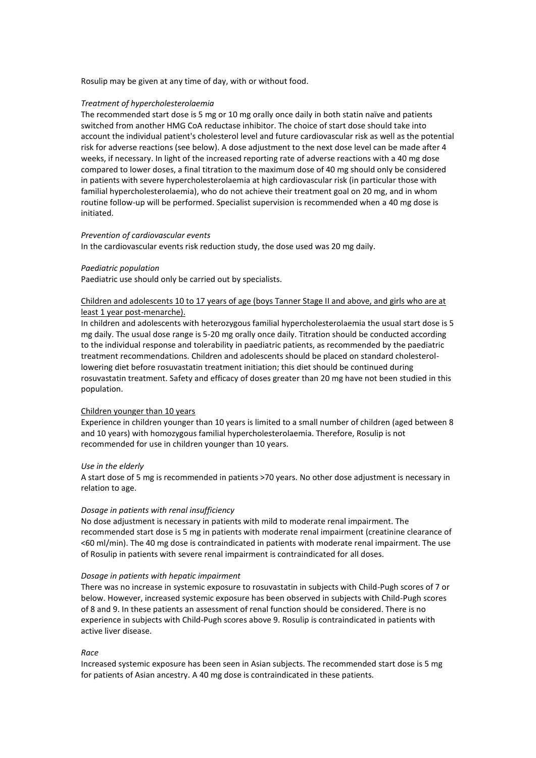Rosulip may be given at any time of day, with or without food.

*Treatment of hypercholesterolaemia*

The recommended start dose is 5 mg or 10 mg orally once daily in both statin naïve and patients switched from another HMG CoA reductase inhibitor. The choice of start dose should take into account the individual patient's cholesterol level and future cardiovascular risk as well as the potential risk for adverse reactions (see below). A dose adjustment to the next dose level can be made after 4 weeks, if necessary. In light of the increased reporting rate of adverse reactions with a 40 mg dose compared to lower doses, a final titration to the maximum dose of 40 mg should only be considered in patients with severe hypercholesterolaemia at high cardiovascular risk (in particular those with familial hypercholesterolaemia), who do not achieve their treatment goal on 20 mg, and in whom routine follow-up will be performed. Specialist supervision is recommended when a 40 mg dose is initiated.

*Prevention of cardiovascular events*

In the cardiovascular events risk reduction study, the dose used was 20 mg daily.

*Paediatric population*

Paediatric use should only be carried out by specialists.

<u>Children and adolescents 10 to 17 years of age (boys Tanner Stage II and above, and girls who are at least 1 year post-menarche).</u>

In children and adolescents with heterozygous familial hypercholesterolaemia the usual start dose is 5 mg daily. The usual dose range is 5-20 mg orally once daily. Titration should be conducted according to the individual response and tolerability in paediatric patients, as recommended by the paediatric treatment recommendations. Children and adolescents should be placed on standard cholesterol-lowering diet before rosuvastatin treatment initiation; this diet should be continued during rosuvastatin treatment. Safety and efficacy of doses greater than 20 mg have not been studied in this population.

<u>Children younger than 10 years</u>

Experience in children younger than 10 years is limited to a small number of children (aged between 8 and 10 years) with homozygous familial hypercholesterolaemia. Therefore, Rosulip is not recommended for use in children younger than 10 years.

*Use in the elderly*

A start dose of 5 mg is recommended in patients >70 years. No other dose adjustment is necessary in relation to age.

*Dosage in patients with renal insufficiency*

No dose adjustment is necessary in patients with mild to moderate renal impairment. The recommended start dose is 5 mg in patients with moderate renal impairment (creatinine clearance of <60 ml/min). The 40 mg dose is contraindicated in patients with moderate renal impairment. The use of Rosulip in patients with severe renal impairment is contraindicated for all doses.

*Dosage in patients with hepatic impairment*

There was no increase in systemic exposure to rosuvastatin in subjects with Child-Pugh scores of 7 or below. However, increased systemic exposure has been observed in subjects with Child-Pugh scores of 8 and 9. In these patients an assessment of renal function should be considered. There is no experience in subjects with Child-Pugh scores above 9. Rosulip is contraindicated in patients with active liver disease.

*Race*

Increased systemic exposure has been seen in Asian subjects. The recommended start dose is 5 mg for patients of Asian ancestry. A 40 mg dose is contraindicated in these patients.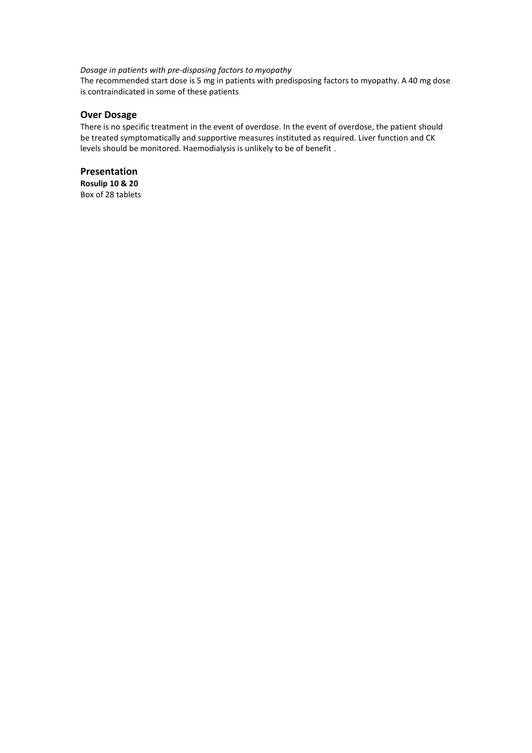*Dosage in patients with pre-disposing factors to myopathy*

The recommended start dose is 5 mg in patients with predisposing factors to myopathy. A 40 mg dose is contraindicated in some of these patients

## Over Dosage

There is no specific treatment in the event of overdose. In the event of overdose, the patient should be treated symptomatically and supportive measures instituted as required. Liver function and CK levels should be monitored. Haemodialysis is unlikely to be of benefit .

## Presentation

**Rosulip 10 & 20**

Box of 28 tablets